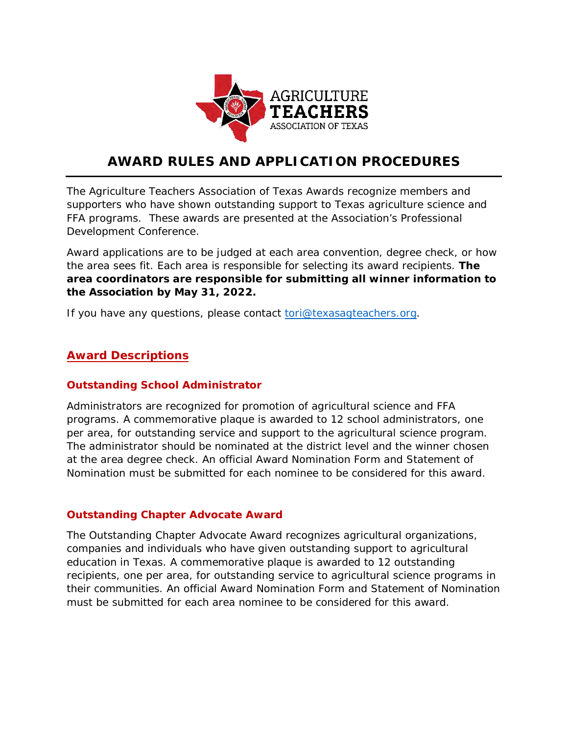# AWARD RULES AND APPLICATION PROCEDURES

The Agriculture Teachers Association of Texas Awards recognize members and supporters who have shown outstanding support to Texas agriculture science and FFA programs. These awards are presented at the Association's Professional Development Conference.

Award applications are to be judged at each area convention, degree check, or how the area sees fit. Each area is responsible for selecting its award recipients. **The area coordinators are responsible for submitting all winner information to the Association by May 31, 2022.**

If you have any questions, please contact tori@texasagteachers.org.

## Award Descriptions

### Outstanding School Administrator

Administrators are recognized for promotion of agricultural science and FFA programs. A commemorative plaque is awarded to 12 school administrators, one per area, for outstanding service and support to the agricultural science program. The administrator should be nominated at the district level and the winner chosen at the area degree check. An official Award Nomination Form and Statement of Nomination must be submitted for each nominee to be considered for this award.

### Outstanding Chapter Advocate Award

The Outstanding Chapter Advocate Award recognizes agricultural organizations, companies and individuals who have given outstanding support to agricultural education in Texas. A commemorative plaque is awarded to 12 outstanding recipients, one per area, for outstanding service to agricultural science programs in their communities. An official Award Nomination Form and Statement of Nomination must be submitted for each area nominee to be considered for this award.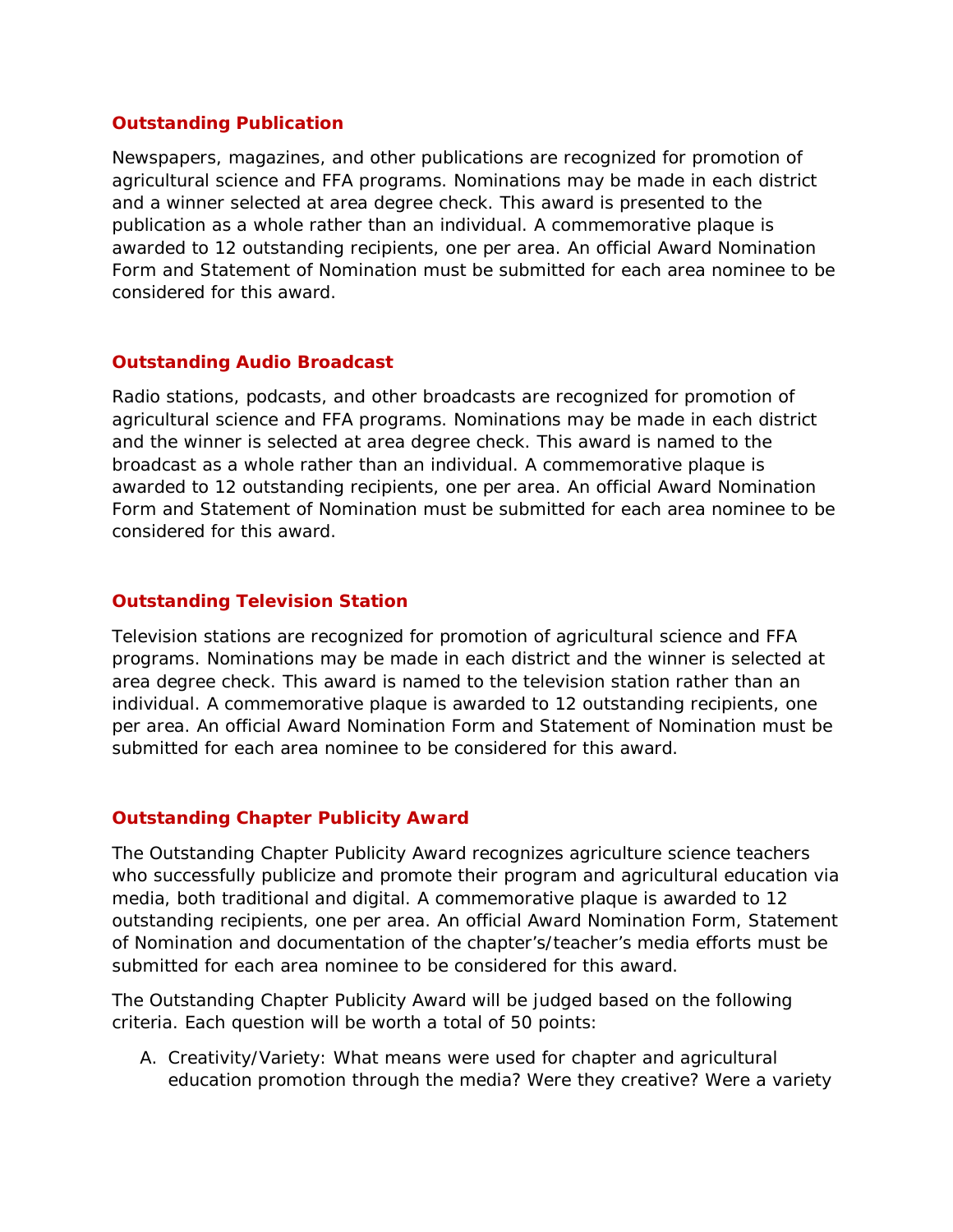### Outstanding Publication

Newspapers, magazines, and other publications are recognized for promotion of agricultural science and FFA programs. Nominations may be made in each district and a winner selected at area degree check. This award is presented to the publication as a whole rather than an individual. A commemorative plaque is awarded to 12 outstanding recipients, one per area. An official Award Nomination Form and Statement of Nomination must be submitted for each area nominee to be considered for this award.

### Outstanding Audio Broadcast

Radio stations, podcasts, and other broadcasts are recognized for promotion of agricultural science and FFA programs. Nominations may be made in each district and the winner is selected at area degree check. This award is named to the broadcast as a whole rather than an individual. A commemorative plaque is awarded to 12 outstanding recipients, one per area. An official Award Nomination Form and Statement of Nomination must be submitted for each area nominee to be considered for this award.

### Outstanding Television Station

Television stations are recognized for promotion of agricultural science and FFA programs. Nominations may be made in each district and the winner is selected at area degree check. This award is named to the television station rather than an individual. A commemorative plaque is awarded to 12 outstanding recipients, one per area. An official Award Nomination Form and Statement of Nomination must be submitted for each area nominee to be considered for this award.

### Outstanding Chapter Publicity Award

The Outstanding Chapter Publicity Award recognizes agriculture science teachers who successfully publicize and promote their program and agricultural education via media, both traditional and digital. A commemorative plaque is awarded to 12 outstanding recipients, one per area. An official Award Nomination Form, Statement of Nomination and documentation of the chapter's/teacher's media efforts must be submitted for each area nominee to be considered for this award.

The Outstanding Chapter Publicity Award will be judged based on the following criteria. Each question will be worth a total of 50 points:

A. Creativity/Variety: What means were used for chapter and agricultural education promotion through the media? Were they creative? Were a variety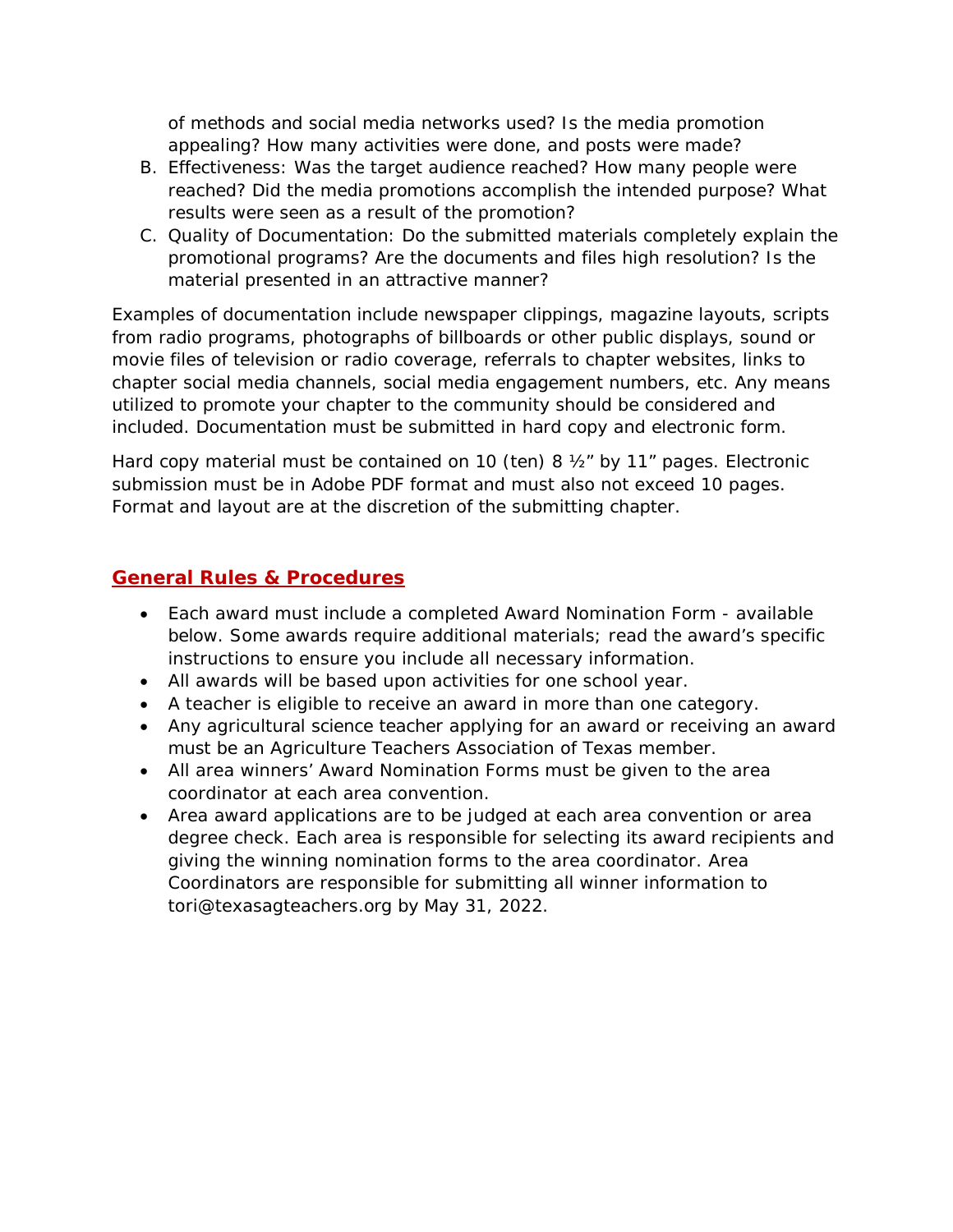of methods and social media networks used? Is the media promotion appealing? How many activities were done, and posts were made?

B. Effectiveness: Was the target audience reached? How many people were reached? Did the media promotions accomplish the intended purpose? What results were seen as a result of the promotion?
C. Quality of Documentation: Do the submitted materials completely explain the promotional programs? Are the documents and files high resolution? Is the material presented in an attractive manner?

Examples of documentation include newspaper clippings, magazine layouts, scripts from radio programs, photographs of billboards or other public displays, sound or movie files of television or radio coverage, referrals to chapter websites, links to chapter social media channels, social media engagement numbers, etc. Any means utilized to promote your chapter to the community should be considered and included. Documentation must be submitted in hard copy and electronic form.

Hard copy material must be contained on 10 (ten) 8 ½" by 11" pages. Electronic submission must be in Adobe PDF format and must also not exceed 10 pages. Format and layout are at the discretion of the submitting chapter.

## General Rules & Procedures

- Each award must include a completed Award Nomination Form - available below. Some awards require additional materials; read the award's specific instructions to ensure you include all necessary information.
- All awards will be based upon activities for one school year.
- A teacher is eligible to receive an award in more than one category.
- Any agricultural science teacher applying for an award or receiving an award must be an Agriculture Teachers Association of Texas member.
- All area winners' Award Nomination Forms must be given to the area coordinator at each area convention.
- Area award applications are to be judged at each area convention or area degree check. Each area is responsible for selecting its award recipients and giving the winning nomination forms to the area coordinator. Area Coordinators are responsible for submitting all winner information to tori@texasagteachers.org by May 31, 2022.